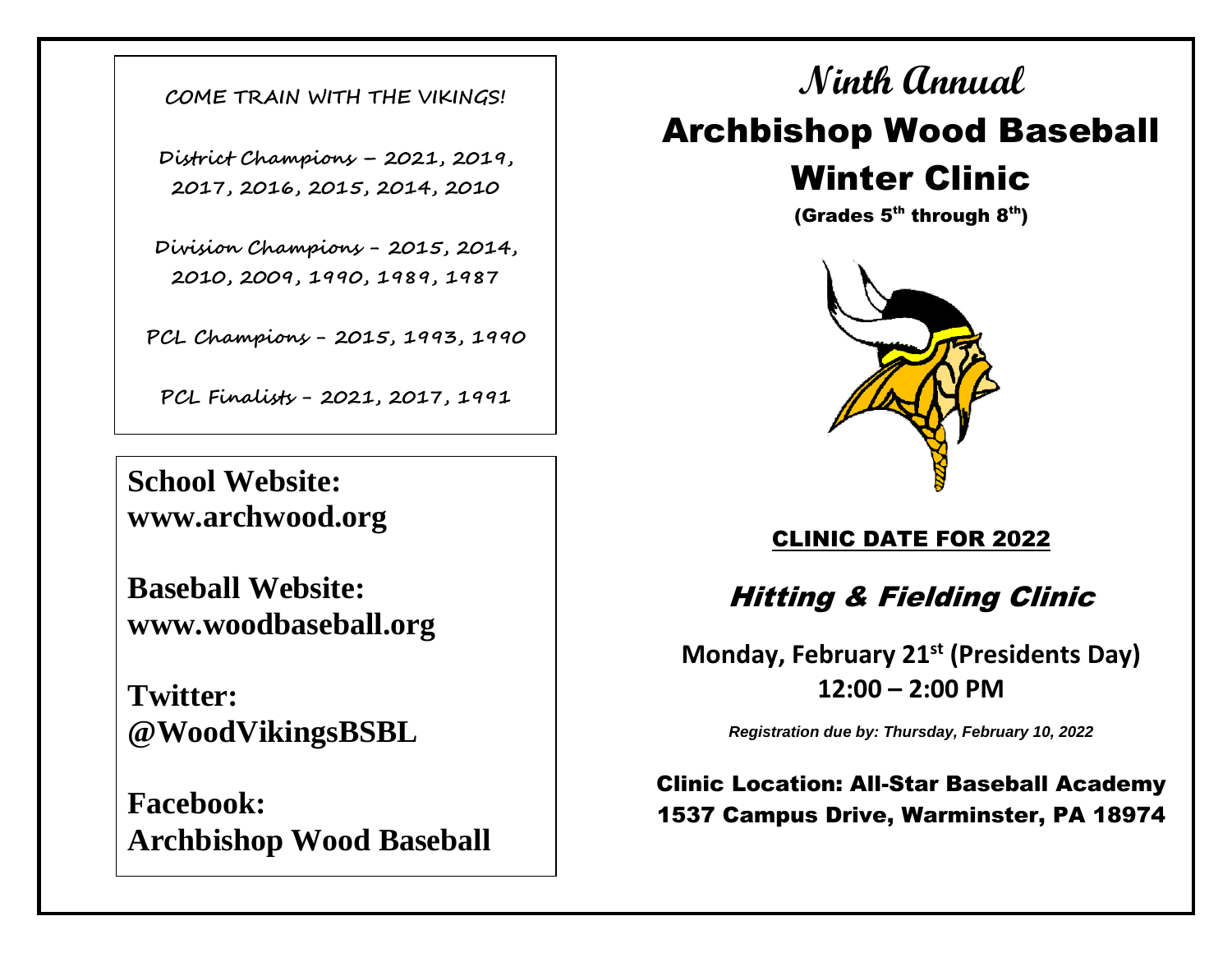COME TRAIN WITH THE VIKINGS!

District Champions – 2021, 2019, 2017, 2016, 2015, 2014, 2010

Division Champions – 2015, 2014, 2010, 2009, 1990, 1989, 1987

PCL Champions – 2015, 1993, 1990

PCL Finalists – 2021, 2017, 1991

**School Website:**
**www.archwood.org**

**Baseball Website:**
**www.woodbaseball.org**

**Twitter:**
**@WoodVikingsBSBL**

**Facebook:**
**Archbishop Wood Baseball**

# Ninth Annual

# Archbishop Wood Baseball Winter Clinic

**(Grades 5th through 8th)**

## CLINIC DATE FOR 2022

## *Hitting & Fielding Clinic*

**Monday, February 21st (Presidents Day)**
**12:00 – 2:00 PM**

***Registration due by: Thursday, February 10, 2022***

**Clinic Location: All-Star Baseball Academy**
**1537 Campus Drive, Warminster, PA 18974**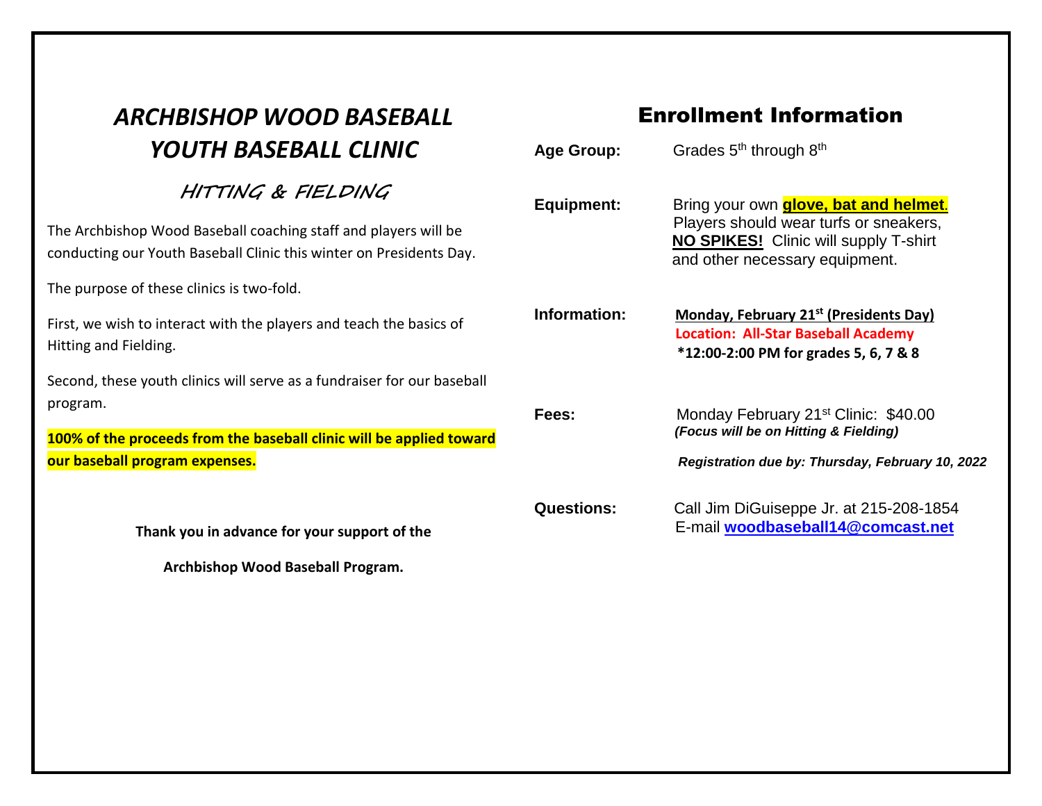# *ARCHBISHOP WOOD BASEBALL YOUTH BASEBALL CLINIC*

## HITTING & FIELDING

The Archbishop Wood Baseball coaching staff and players will be conducting our Youth Baseball Clinic this winter on Presidents Day.

The purpose of these clinics is two-fold.

First, we wish to interact with the players and teach the basics of Hitting and Fielding.

Second, these youth clinics will serve as a fundraiser for our baseball program.

**100% of the proceeds from the baseball clinic will be applied toward our baseball program expenses.**

**Thank you in advance for your support of the**

**Archbishop Wood Baseball Program.**

## Enrollment Information

**Age Group:** Grades 5th through 8th

**Equipment:** Bring your own **glove, bat and helmet**. Players should wear turfs or sneakers, **NO SPIKES!** Clinic will supply T-shirt and other necessary equipment.

**Information:** **Monday, February 21st (Presidents Day)**
**Location: All-Star Baseball Academy**
**\*12:00-2:00 PM for grades 5, 6, 7 & 8**

**Fees:** Monday February 21st Clinic: $40.00
***(Focus will be on Hitting & Fielding)***

***Registration due by: Thursday, February 10, 2022***

**Questions:** Call Jim DiGuiseppe Jr. at 215-208-1854
E-mail **woodbaseball14@comcast.net**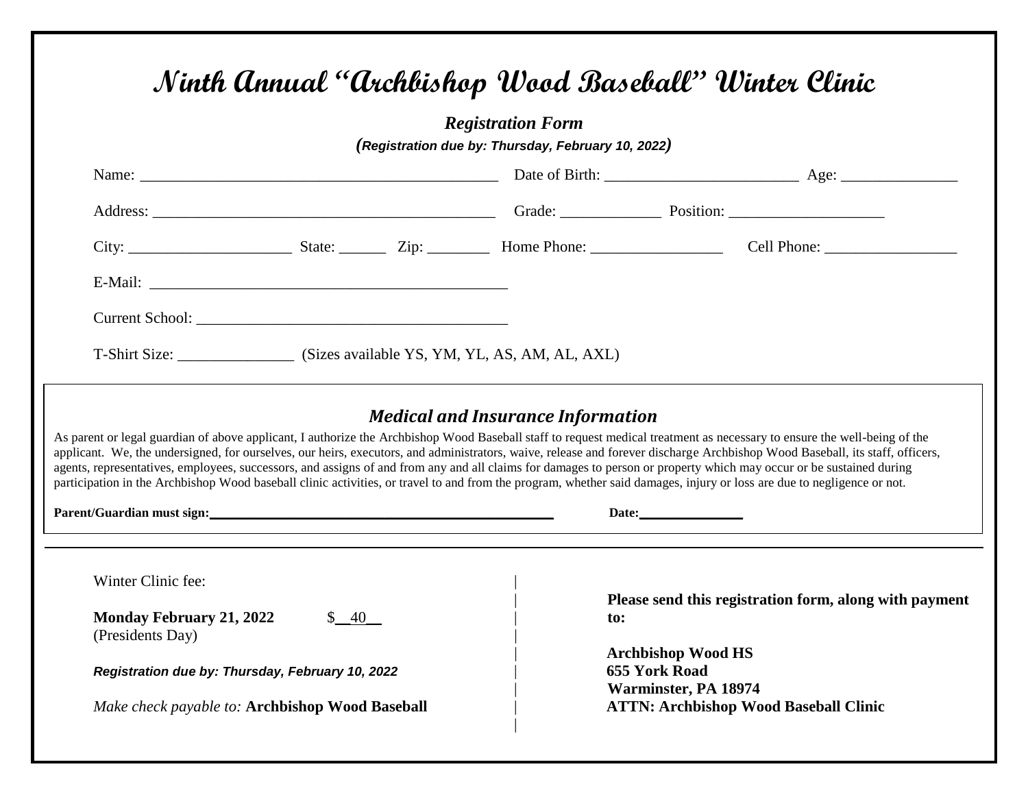# Ninth Annual "Archbishop Wood Baseball" Winter Clinic

***Registration Form***

***(Registration due by: Thursday, February 10, 2022)***

Name: _____________________________________________ Date of Birth: ________________________ Age: _______________

Address: ____________________________________________ Grade: _____________ Position: ____________________

City: ____________________ State: ______ Zip: ________ Home Phone: _________________ Cell Phone: _________________

E-Mail: _____________________________________________

Current School: ________________________________________

T-Shirt Size: _______________ (Sizes available YS, YM, YL, AS, AM, AL, AXL)

## *Medical and Insurance Information*

As parent or legal guardian of above applicant, I authorize the Archbishop Wood Baseball staff to request medical treatment as necessary to ensure the well-being of the applicant. We, the undersigned, for ourselves, our heirs, executors, and administrators, waive, release and forever discharge Archbishop Wood Baseball, its staff, officers, agents, representatives, employees, successors, and assigns of and from any and all claims for damages to person or property which may occur or be sustained during participation in the Archbishop Wood baseball clinic activities, or travel to and from the program, whether said damages, injury or loss are due to negligence or not.

**Parent/Guardian must sign:**_____________________________________________ **Date:**_______________

---

Winter Clinic fee:

**Monday February 21, 2022** $__40__
(Presidents Day)

***Registration due by: Thursday, February 10, 2022***

*Make check payable to:* **Archbishop Wood Baseball**

**Please send this registration form, along with payment to:**

**Archbishop Wood HS**
**655 York Road**
**Warminster, PA 18974**
**ATTN: Archbishop Wood Baseball Clinic**